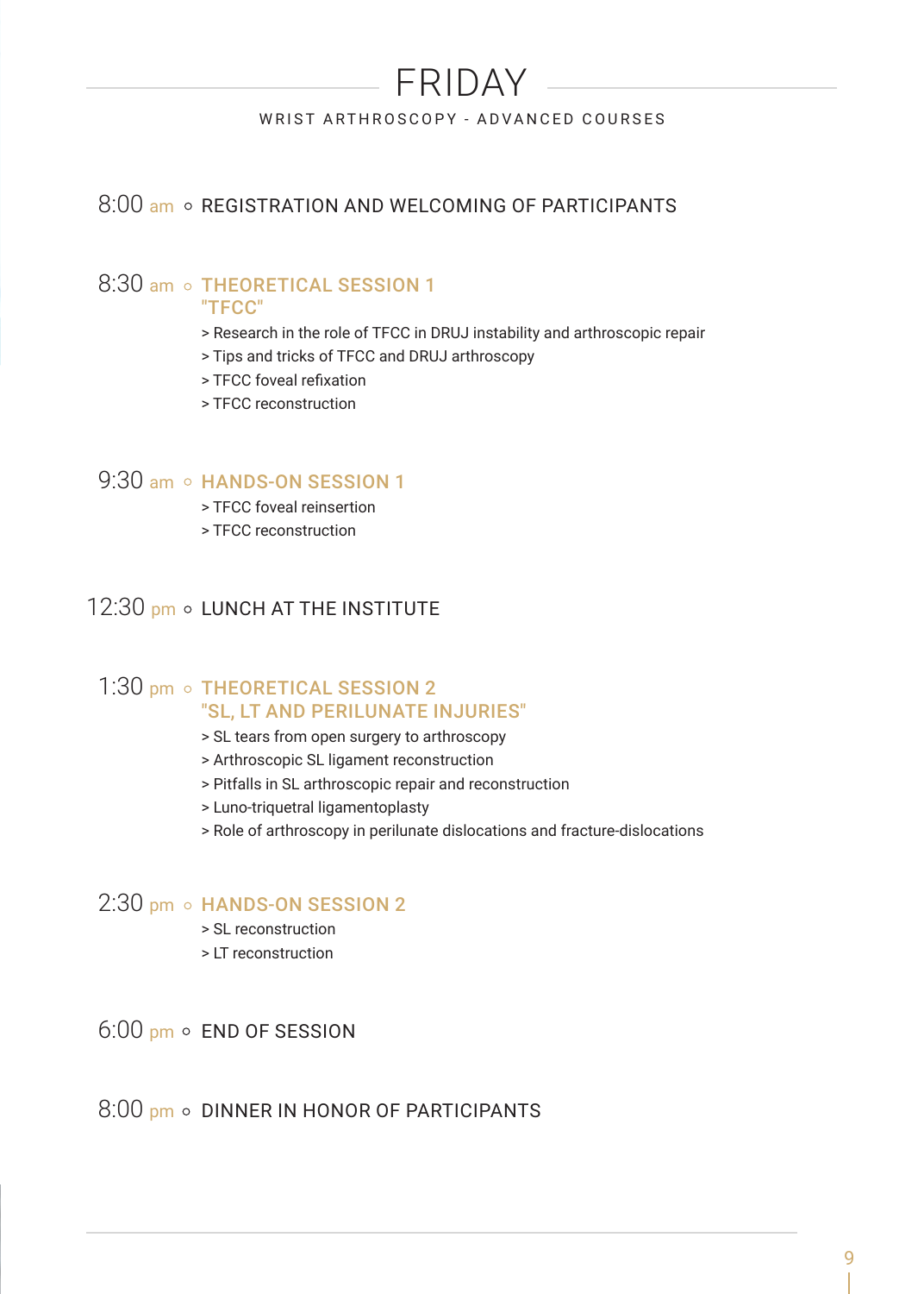# FRIDAY

WRIST ARTHROSCOPY - ADVANCED COURSES

8:00 am ○ REGISTRATION AND WELCOMING OF PARTICIPANTS

8:30 am ○ **THEORETICAL SESSION 1**
**"TFCC"**

> Research in the role of TFCC in DRUJ instability and arthroscopic repair
> Tips and tricks of TFCC and DRUJ arthroscopy
> TFCC foveal refixation
> TFCC reconstruction

9:30 am ○ **HANDS-ON SESSION 1**

> TFCC foveal reinsertion
> TFCC reconstruction

12:30 pm ○ LUNCH AT THE INSTITUTE

1:30 pm ○ **THEORETICAL SESSION 2**
**"SL, LT AND PERILUNATE INJURIES"**

> SL tears from open surgery to arthroscopy
> Arthroscopic SL ligament reconstruction
> Pitfalls in SL arthroscopic repair and reconstruction
> Luno-triquetral ligamentoplasty
> Role of arthroscopy in perilunate dislocations and fracture-dislocations

2:30 pm ○ **HANDS-ON SESSION 2**

> SL reconstruction
> LT reconstruction

6:00 pm ○ END OF SESSION

8:00 pm ○ DINNER IN HONOR OF PARTICIPANTS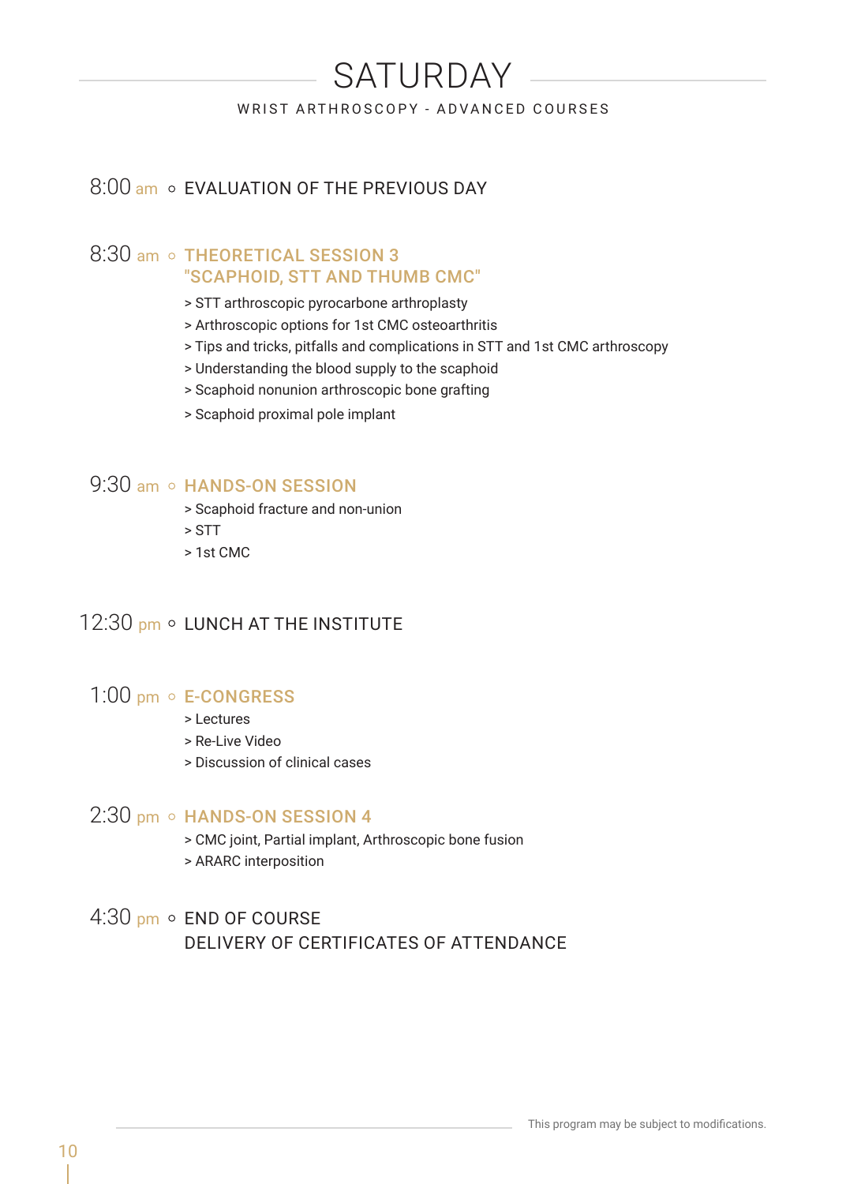# SATURDAY

WRIST ARTHROSCOPY - ADVANCED COURSES

**8:00 am** ○ EVALUATION OF THE PREVIOUS DAY

**8:30 am** ○ **THEORETICAL SESSION 3 "SCAPHOID, STT AND THUMB CMC"**

> STT arthroscopic pyrocarbone arthroplasty
> Arthroscopic options for 1st CMC osteoarthritis
> Tips and tricks, pitfalls and complications in STT and 1st CMC arthroscopy
> Understanding the blood supply to the scaphoid
> Scaphoid nonunion arthroscopic bone grafting
> Scaphoid proximal pole implant

**9:30 am** ○ **HANDS-ON SESSION**

> Scaphoid fracture and non-union
> STT
> 1st CMC

**12:30 pm** ○ LUNCH AT THE INSTITUTE

**1:00 pm** ○ **E-CONGRESS**

> Lectures
> Re-Live Video
> Discussion of clinical cases

**2:30 pm** ○ **HANDS-ON SESSION 4**

> CMC joint, Partial implant, Arthroscopic bone fusion
> ARARC interposition

**4:30 pm** ○ END OF COURSE
DELIVERY OF CERTIFICATES OF ATTENDANCE

This program may be subject to modifications.